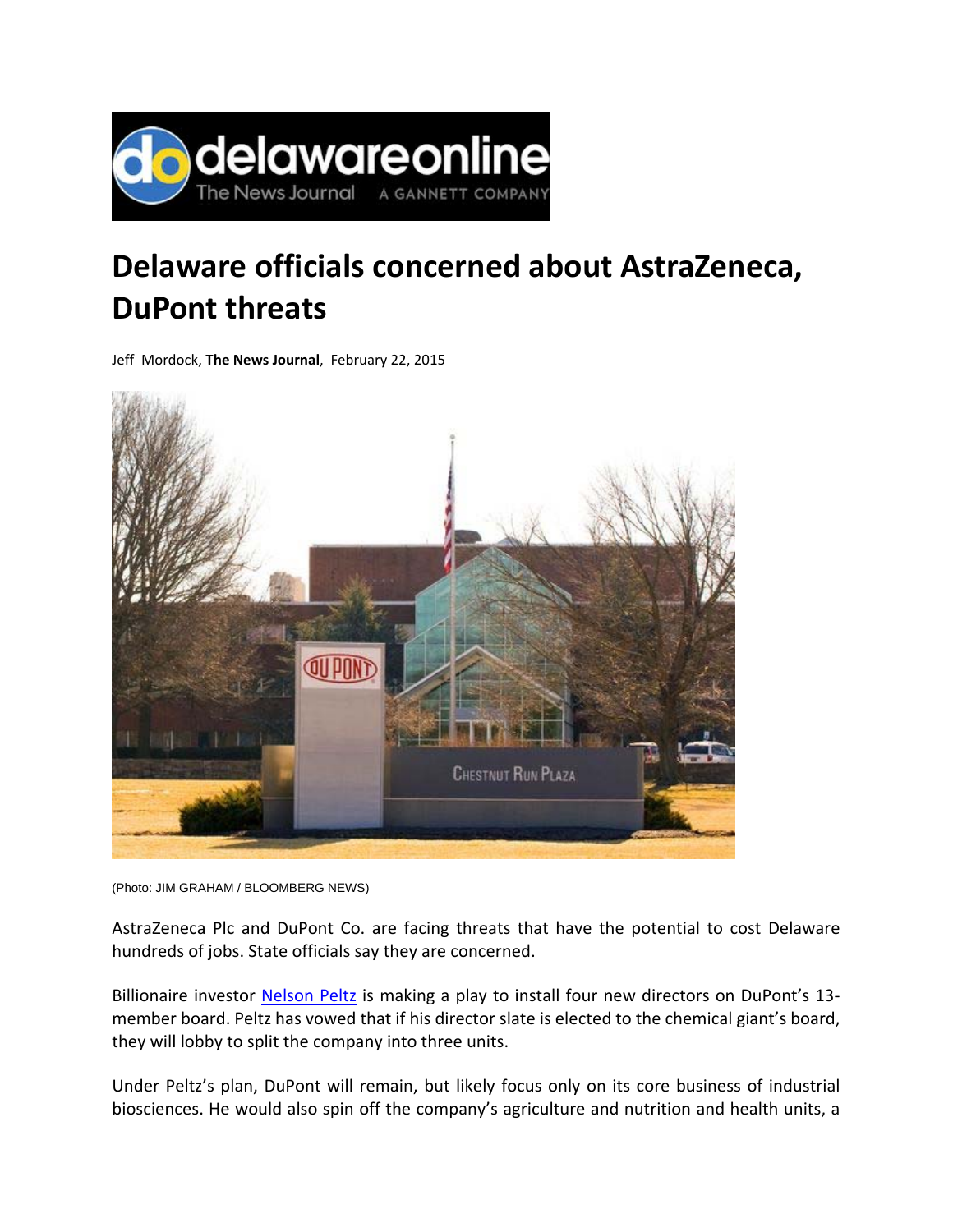# Delaware officials concerned about AstraZeneca, DuPont threats

Jeff Mordock, **The News Journal**, February 22, 2015

(Photo: JIM GRAHAM / BLOOMBERG NEWS)

AstraZeneca Plc and DuPont Co. are facing threats that have the potential to cost Delaware hundreds of jobs. State officials say they are concerned.

Billionaire investor Nelson Peltz is making a play to install four new directors on DuPont's 13-member board. Peltz has vowed that if his director slate is elected to the chemical giant's board, they will lobby to split the company into three units.

Under Peltz's plan, DuPont will remain, but likely focus only on its core business of industrial biosciences. He would also spin off the company's agriculture and nutrition and health units, a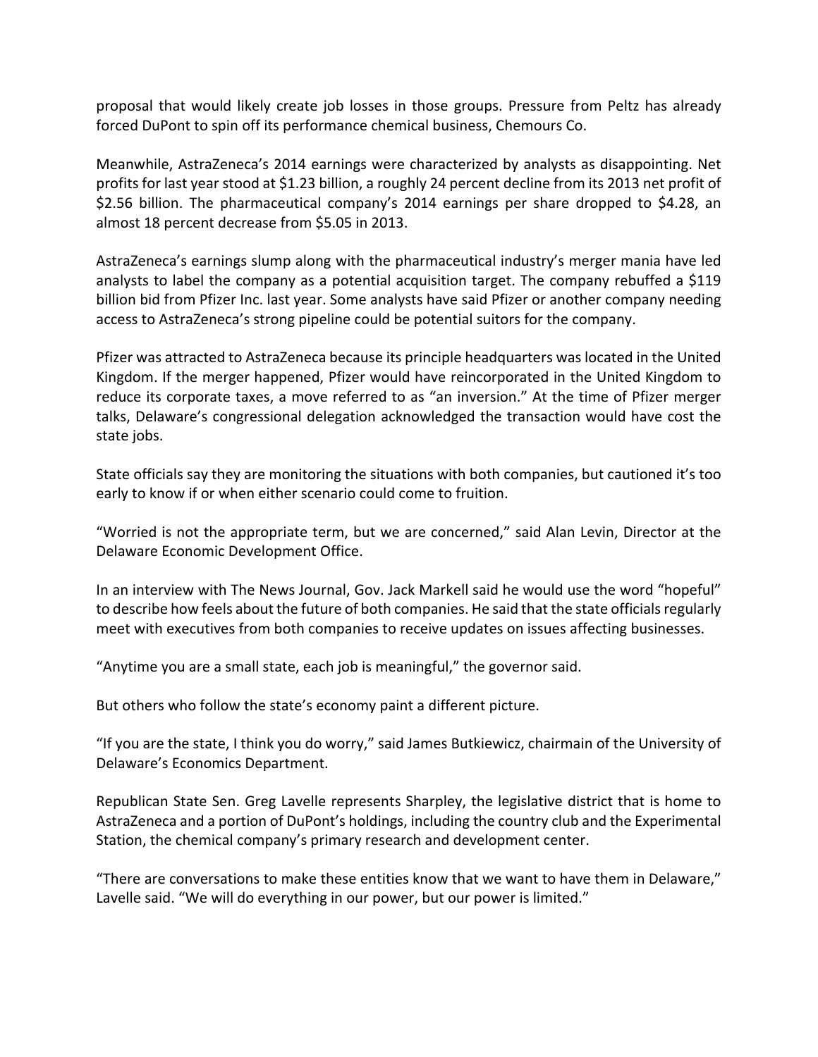proposal that would likely create job losses in those groups. Pressure from Peltz has already forced DuPont to spin off its performance chemical business, Chemours Co.

Meanwhile, AstraZeneca's 2014 earnings were characterized by analysts as disappointing. Net profits for last year stood at $1.23 billion, a roughly 24 percent decline from its 2013 net profit of $2.56 billion. The pharmaceutical company's 2014 earnings per share dropped to $4.28, an almost 18 percent decrease from $5.05 in 2013.

AstraZeneca's earnings slump along with the pharmaceutical industry's merger mania have led analysts to label the company as a potential acquisition target. The company rebuffed a $119 billion bid from Pfizer Inc. last year. Some analysts have said Pfizer or another company needing access to AstraZeneca's strong pipeline could be potential suitors for the company.

Pfizer was attracted to AstraZeneca because its principle headquarters was located in the United Kingdom. If the merger happened, Pfizer would have reincorporated in the United Kingdom to reduce its corporate taxes, a move referred to as "an inversion." At the time of Pfizer merger talks, Delaware's congressional delegation acknowledged the transaction would have cost the state jobs.

State officials say they are monitoring the situations with both companies, but cautioned it's too early to know if or when either scenario could come to fruition.

"Worried is not the appropriate term, but we are concerned," said Alan Levin, Director at the Delaware Economic Development Office.

In an interview with The News Journal, Gov. Jack Markell said he would use the word "hopeful" to describe how feels about the future of both companies. He said that the state officials regularly meet with executives from both companies to receive updates on issues affecting businesses.

"Anytime you are a small state, each job is meaningful," the governor said.

But others who follow the state's economy paint a different picture.

"If you are the state, I think you do worry," said James Butkiewicz, chairmain of the University of Delaware's Economics Department.

Republican State Sen. Greg Lavelle represents Sharpley, the legislative district that is home to AstraZeneca and a portion of DuPont's holdings, including the country club and the Experimental Station, the chemical company's primary research and development center.

"There are conversations to make these entities know that we want to have them in Delaware," Lavelle said. "We will do everything in our power, but our power is limited."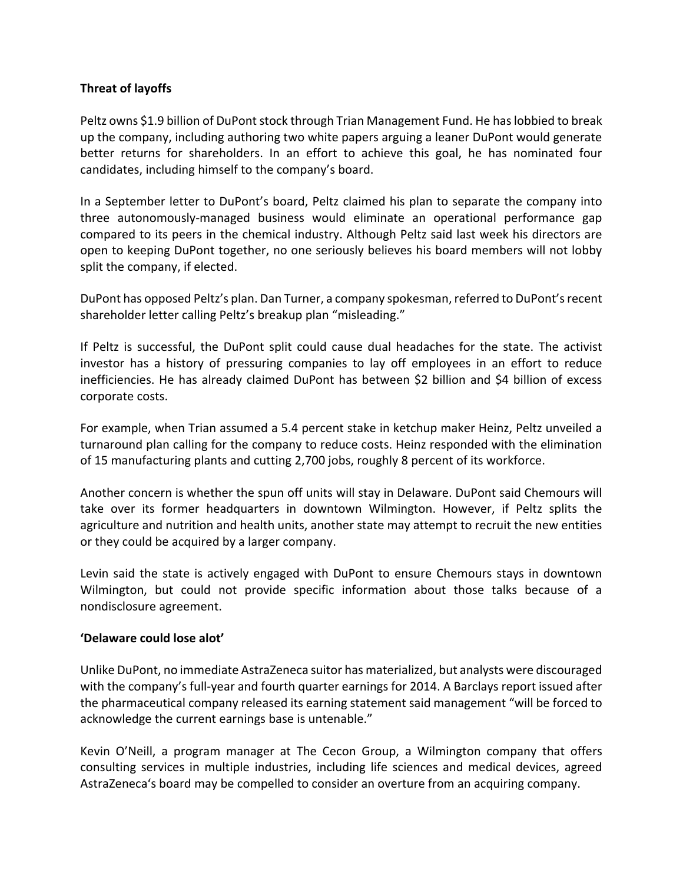**Threat of layoffs**

Peltz owns $1.9 billion of DuPont stock through Trian Management Fund. He has lobbied to break up the company, including authoring two white papers arguing a leaner DuPont would generate better returns for shareholders. In an effort to achieve this goal, he has nominated four candidates, including himself to the company's board.

In a September letter to DuPont's board, Peltz claimed his plan to separate the company into three autonomously-managed business would eliminate an operational performance gap compared to its peers in the chemical industry. Although Peltz said last week his directors are open to keeping DuPont together, no one seriously believes his board members will not lobby split the company, if elected.

DuPont has opposed Peltz's plan. Dan Turner, a company spokesman, referred to DuPont's recent shareholder letter calling Peltz's breakup plan "misleading."

If Peltz is successful, the DuPont split could cause dual headaches for the state. The activist investor has a history of pressuring companies to lay off employees in an effort to reduce inefficiencies. He has already claimed DuPont has between $2 billion and $4 billion of excess corporate costs.

For example, when Trian assumed a 5.4 percent stake in ketchup maker Heinz, Peltz unveiled a turnaround plan calling for the company to reduce costs. Heinz responded with the elimination of 15 manufacturing plants and cutting 2,700 jobs, roughly 8 percent of its workforce.

Another concern is whether the spun off units will stay in Delaware. DuPont said Chemours will take over its former headquarters in downtown Wilmington. However, if Peltz splits the agriculture and nutrition and health units, another state may attempt to recruit the new entities or they could be acquired by a larger company.

Levin said the state is actively engaged with DuPont to ensure Chemours stays in downtown Wilmington, but could not provide specific information about those talks because of a nondisclosure agreement.

**'Delaware could lose alot'**

Unlike DuPont, no immediate AstraZeneca suitor has materialized, but analysts were discouraged with the company's full-year and fourth quarter earnings for 2014. A Barclays report issued after the pharmaceutical company released its earning statement said management "will be forced to acknowledge the current earnings base is untenable."

Kevin O'Neill, a program manager at The Cecon Group, a Wilmington company that offers consulting services in multiple industries, including life sciences and medical devices, agreed AstraZeneca's board may be compelled to consider an overture from an acquiring company.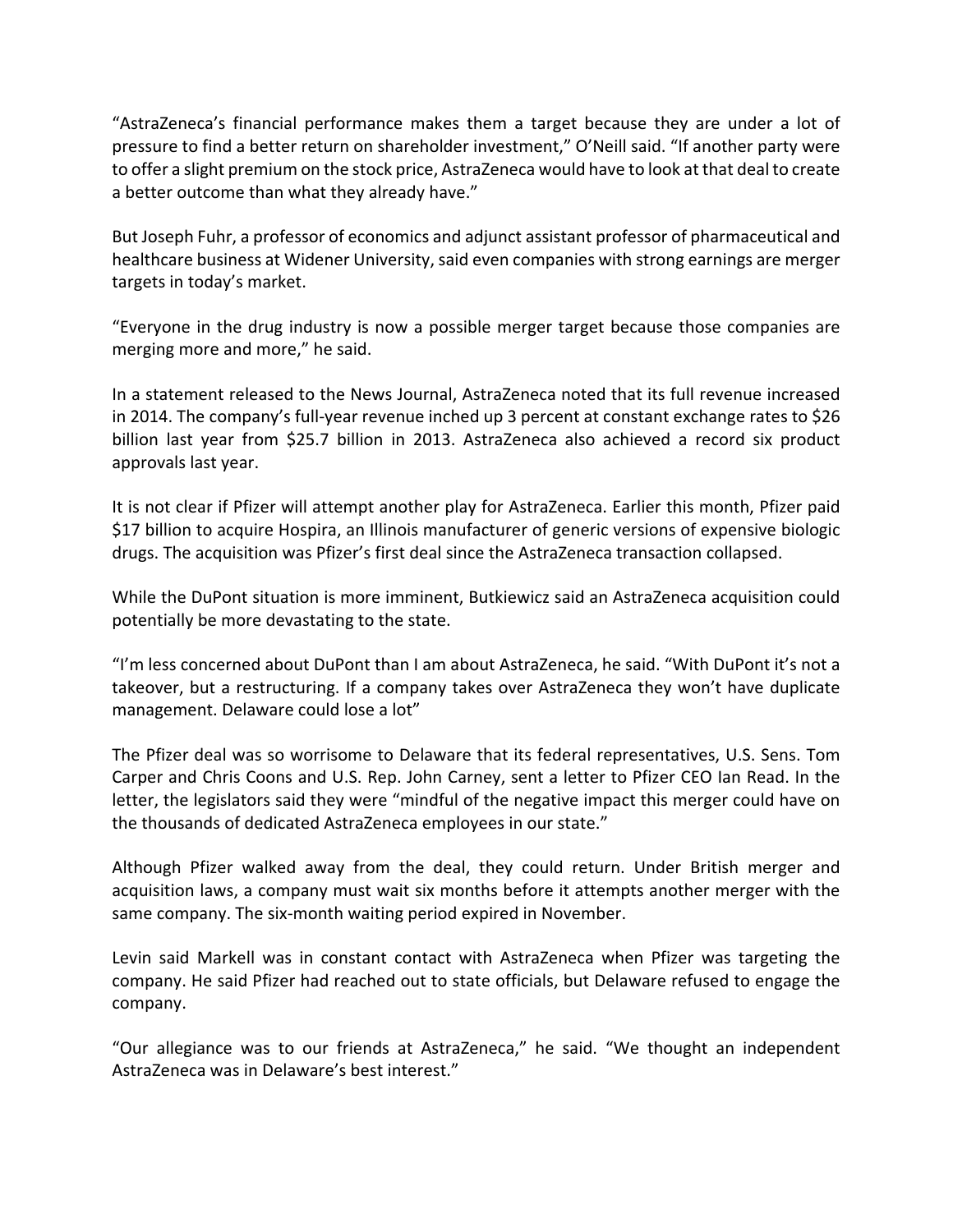"AstraZeneca's financial performance makes them a target because they are under a lot of pressure to find a better return on shareholder investment," O'Neill said. "If another party were to offer a slight premium on the stock price, AstraZeneca would have to look at that deal to create a better outcome than what they already have."

But Joseph Fuhr, a professor of economics and adjunct assistant professor of pharmaceutical and healthcare business at Widener University, said even companies with strong earnings are merger targets in today's market.

"Everyone in the drug industry is now a possible merger target because those companies are merging more and more," he said.

In a statement released to the News Journal, AstraZeneca noted that its full revenue increased in 2014. The company's full-year revenue inched up 3 percent at constant exchange rates to $26 billion last year from $25.7 billion in 2013. AstraZeneca also achieved a record six product approvals last year.

It is not clear if Pfizer will attempt another play for AstraZeneca. Earlier this month, Pfizer paid $17 billion to acquire Hospira, an Illinois manufacturer of generic versions of expensive biologic drugs. The acquisition was Pfizer's first deal since the AstraZeneca transaction collapsed.

While the DuPont situation is more imminent, Butkiewicz said an AstraZeneca acquisition could potentially be more devastating to the state.

"I'm less concerned about DuPont than I am about AstraZeneca, he said. "With DuPont it's not a takeover, but a restructuring. If a company takes over AstraZeneca they won't have duplicate management. Delaware could lose a lot"

The Pfizer deal was so worrisome to Delaware that its federal representatives, U.S. Sens. Tom Carper and Chris Coons and U.S. Rep. John Carney, sent a letter to Pfizer CEO Ian Read. In the letter, the legislators said they were "mindful of the negative impact this merger could have on the thousands of dedicated AstraZeneca employees in our state."

Although Pfizer walked away from the deal, they could return. Under British merger and acquisition laws, a company must wait six months before it attempts another merger with the same company. The six-month waiting period expired in November.

Levin said Markell was in constant contact with AstraZeneca when Pfizer was targeting the company. He said Pfizer had reached out to state officials, but Delaware refused to engage the company.

"Our allegiance was to our friends at AstraZeneca," he said. "We thought an independent AstraZeneca was in Delaware's best interest."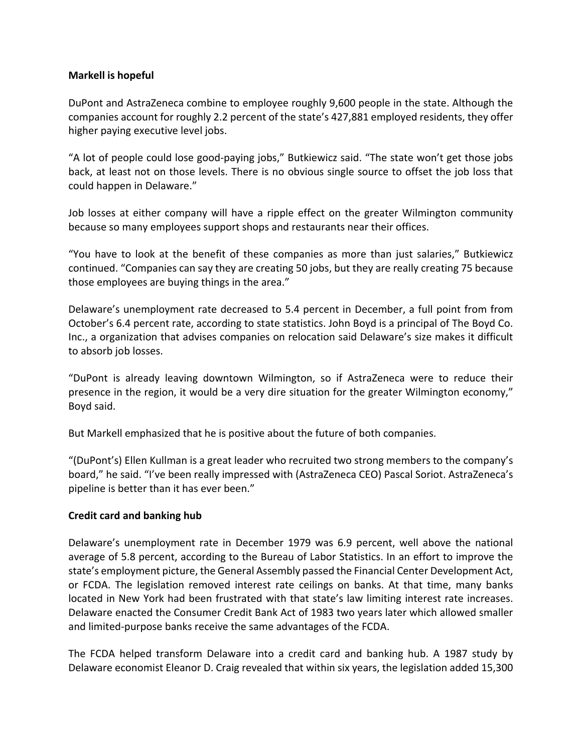**Markell is hopeful**

DuPont and AstraZeneca combine to employee roughly 9,600 people in the state. Although the companies account for roughly 2.2 percent of the state's 427,881 employed residents, they offer higher paying executive level jobs.

"A lot of people could lose good-paying jobs," Butkiewicz said. "The state won't get those jobs back, at least not on those levels. There is no obvious single source to offset the job loss that could happen in Delaware."

Job losses at either company will have a ripple effect on the greater Wilmington community because so many employees support shops and restaurants near their offices.

"You have to look at the benefit of these companies as more than just salaries," Butkiewicz continued. "Companies can say they are creating 50 jobs, but they are really creating 75 because those employees are buying things in the area."

Delaware's unemployment rate decreased to 5.4 percent in December, a full point from from October's 6.4 percent rate, according to state statistics. John Boyd is a principal of The Boyd Co. Inc., a organization that advises companies on relocation said Delaware's size makes it difficult to absorb job losses.

"DuPont is already leaving downtown Wilmington, so if AstraZeneca were to reduce their presence in the region, it would be a very dire situation for the greater Wilmington economy," Boyd said.

But Markell emphasized that he is positive about the future of both companies.

"(DuPont's) Ellen Kullman is a great leader who recruited two strong members to the company's board," he said. "I've been really impressed with (AstraZeneca CEO) Pascal Soriot. AstraZeneca's pipeline is better than it has ever been."

**Credit card and banking hub**

Delaware's unemployment rate in December 1979 was 6.9 percent, well above the national average of 5.8 percent, according to the Bureau of Labor Statistics. In an effort to improve the state's employment picture, the General Assembly passed the Financial Center Development Act, or FCDA. The legislation removed interest rate ceilings on banks. At that time, many banks located in New York had been frustrated with that state's law limiting interest rate increases. Delaware enacted the Consumer Credit Bank Act of 1983 two years later which allowed smaller and limited-purpose banks receive the same advantages of the FCDA.

The FCDA helped transform Delaware into a credit card and banking hub. A 1987 study by Delaware economist Eleanor D. Craig revealed that within six years, the legislation added 15,300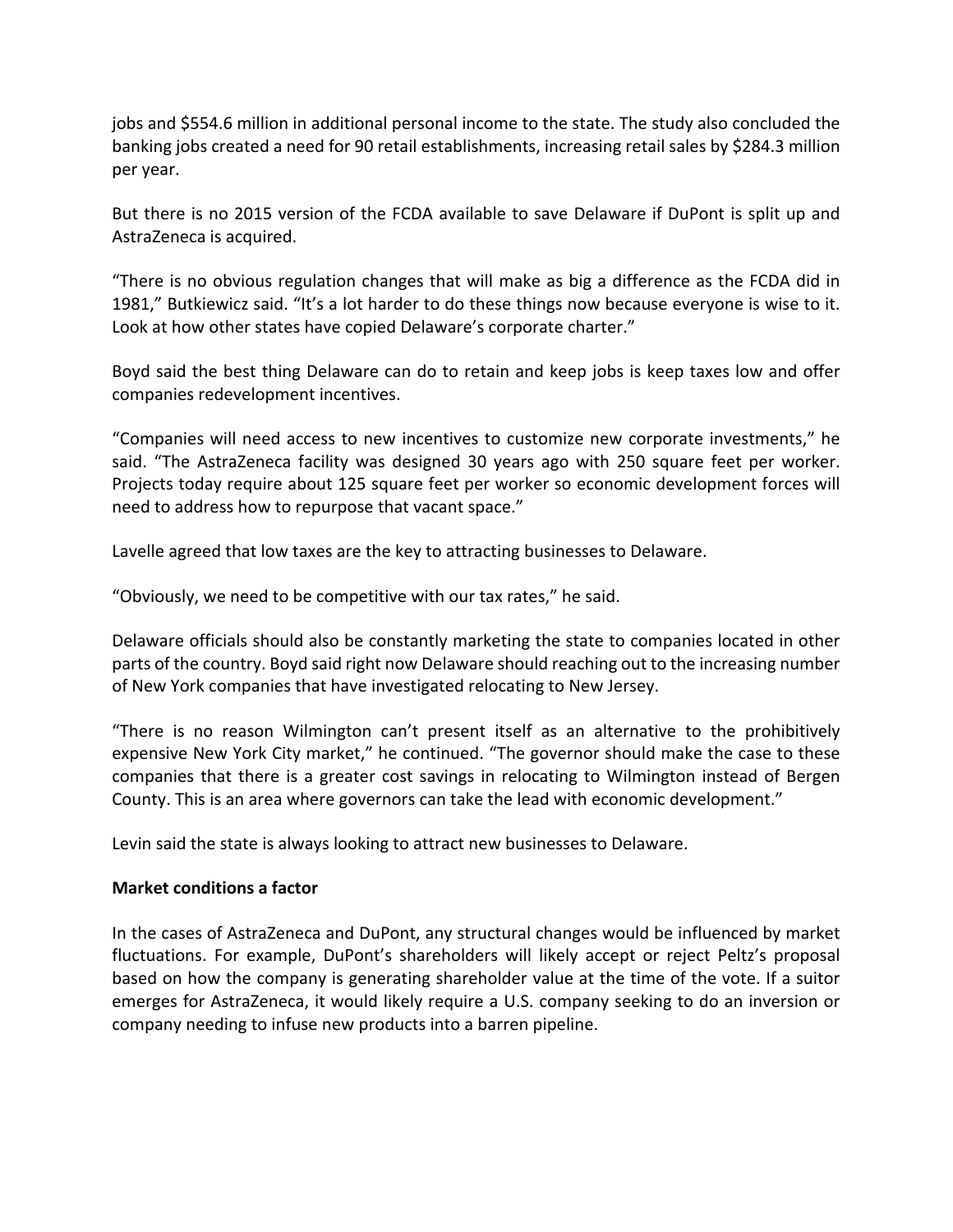jobs and $554.6 million in additional personal income to the state. The study also concluded the banking jobs created a need for 90 retail establishments, increasing retail sales by $284.3 million per year.

But there is no 2015 version of the FCDA available to save Delaware if DuPont is split up and AstraZeneca is acquired.

"There is no obvious regulation changes that will make as big a difference as the FCDA did in 1981," Butkiewicz said. "It's a lot harder to do these things now because everyone is wise to it. Look at how other states have copied Delaware's corporate charter."

Boyd said the best thing Delaware can do to retain and keep jobs is keep taxes low and offer companies redevelopment incentives.

"Companies will need access to new incentives to customize new corporate investments," he said. "The AstraZeneca facility was designed 30 years ago with 250 square feet per worker. Projects today require about 125 square feet per worker so economic development forces will need to address how to repurpose that vacant space."

Lavelle agreed that low taxes are the key to attracting businesses to Delaware.

"Obviously, we need to be competitive with our tax rates," he said.

Delaware officials should also be constantly marketing the state to companies located in other parts of the country. Boyd said right now Delaware should reaching out to the increasing number of New York companies that have investigated relocating to New Jersey.

"There is no reason Wilmington can't present itself as an alternative to the prohibitively expensive New York City market," he continued. "The governor should make the case to these companies that there is a greater cost savings in relocating to Wilmington instead of Bergen County. This is an area where governors can take the lead with economic development."

Levin said the state is always looking to attract new businesses to Delaware.

**Market conditions a factor**

In the cases of AstraZeneca and DuPont, any structural changes would be influenced by market fluctuations. For example, DuPont's shareholders will likely accept or reject Peltz's proposal based on how the company is generating shareholder value at the time of the vote. If a suitor emerges for AstraZeneca, it would likely require a U.S. company seeking to do an inversion or company needing to infuse new products into a barren pipeline.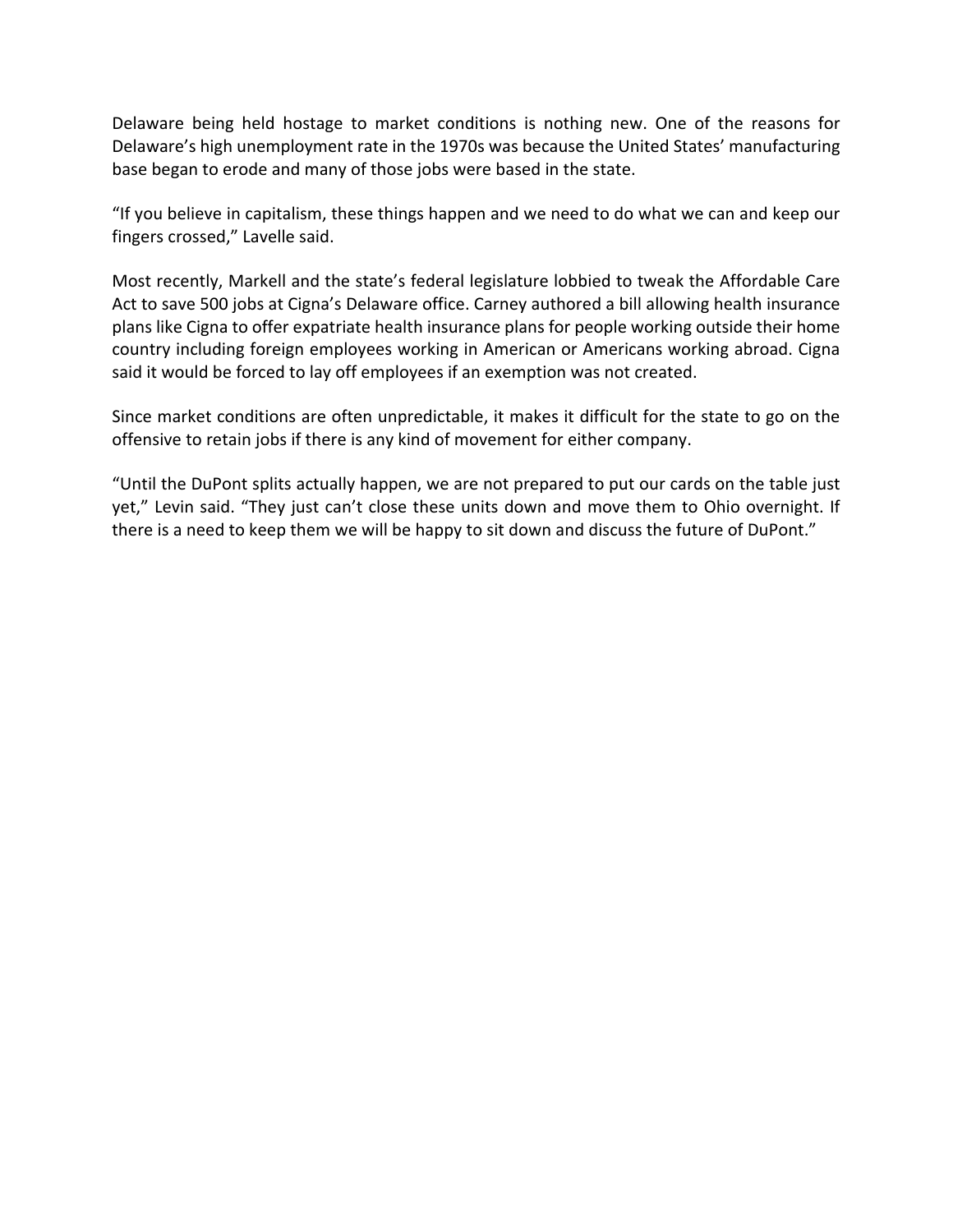Delaware being held hostage to market conditions is nothing new. One of the reasons for Delaware's high unemployment rate in the 1970s was because the United States' manufacturing base began to erode and many of those jobs were based in the state.

"If you believe in capitalism, these things happen and we need to do what we can and keep our fingers crossed," Lavelle said.

Most recently, Markell and the state's federal legislature lobbied to tweak the Affordable Care Act to save 500 jobs at Cigna's Delaware office. Carney authored a bill allowing health insurance plans like Cigna to offer expatriate health insurance plans for people working outside their home country including foreign employees working in American or Americans working abroad. Cigna said it would be forced to lay off employees if an exemption was not created.

Since market conditions are often unpredictable, it makes it difficult for the state to go on the offensive to retain jobs if there is any kind of movement for either company.

"Until the DuPont splits actually happen, we are not prepared to put our cards on the table just yet," Levin said. "They just can't close these units down and move them to Ohio overnight. If there is a need to keep them we will be happy to sit down and discuss the future of DuPont."